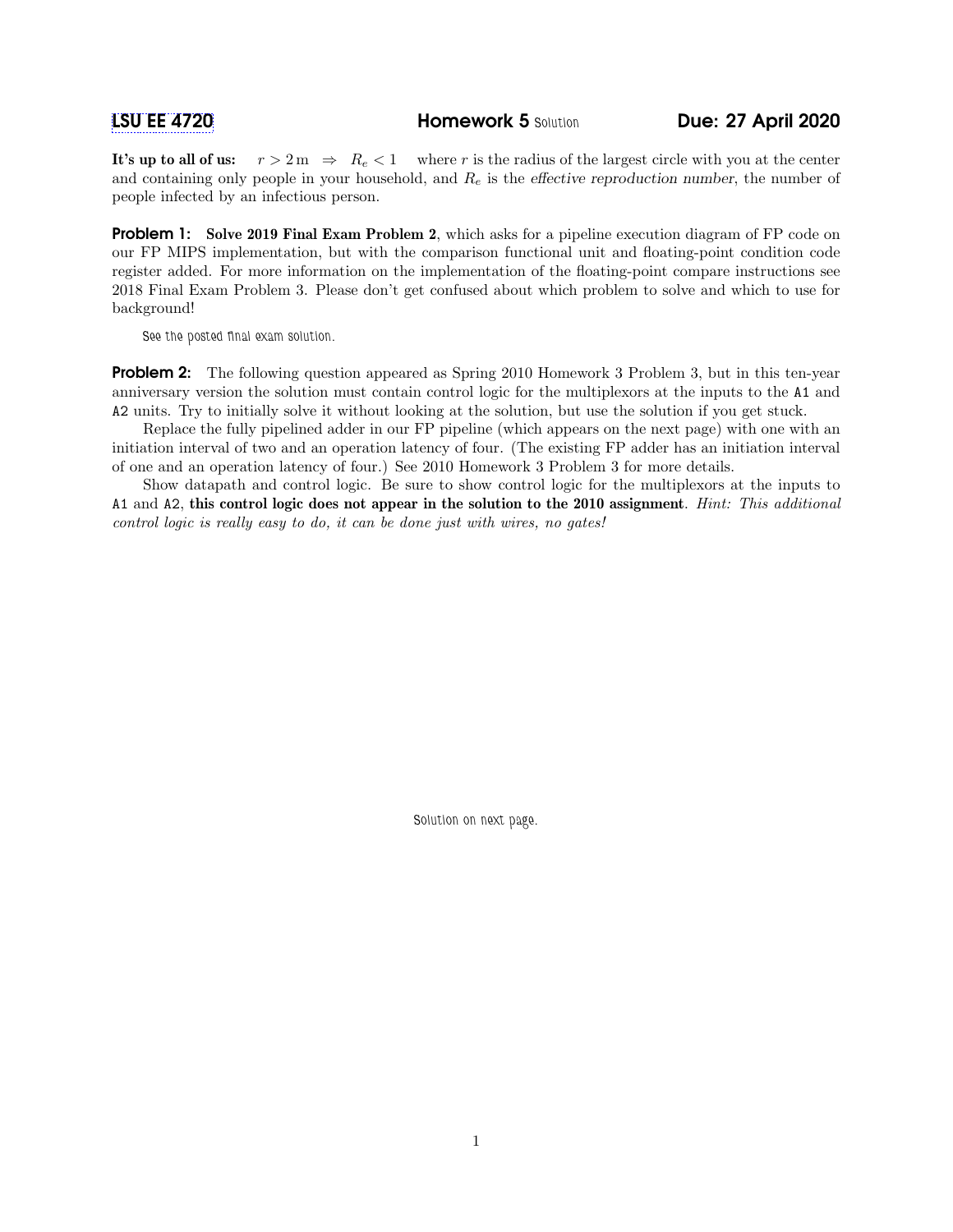# LSU EE 4720 — Homework 5 Solution — Due: 27 April 2020

**It's up to all of us:** $r > 2\,\text{m} \Rightarrow R_e < 1$ where $r$ is the radius of the largest circle with you at the center and containing only people in your household, and $R_e$ is the *effective reproduction number*, the number of people infected by an infectious person.

**Problem 1:** **Solve 2019 Final Exam Problem 2**, which asks for a pipeline execution diagram of FP code on our FP MIPS implementation, but with the comparison functional unit and floating-point condition code register added. For more information on the implementation of the floating-point compare instructions see 2018 Final Exam Problem 3. Please don't get confused about which problem to solve and which to use for background!

> See the posted final exam solution.

**Problem 2:** The following question appeared as Spring 2010 Homework 3 Problem 3, but in this ten-year anniversary version the solution must contain control logic for the multiplexors at the inputs to the `A1` and `A2` units. Try to initially solve it without looking at the solution, but use the solution if you get stuck.

Replace the fully pipelined adder in our FP pipeline (which appears on the next page) with one with an initiation interval of two and an operation latency of four. (The existing FP adder has an initiation interval of one and an operation latency of four.) See 2010 Homework 3 Problem 3 for more details.

Show datapath and control logic. Be sure to show control logic for the multiplexors at the inputs to `A1` and `A2`, **this control logic does not appear in the solution to the 2010 assignment**. *Hint: This additional control logic is really easy to do, it can be done just with wires, no gates!*

Solution on next page.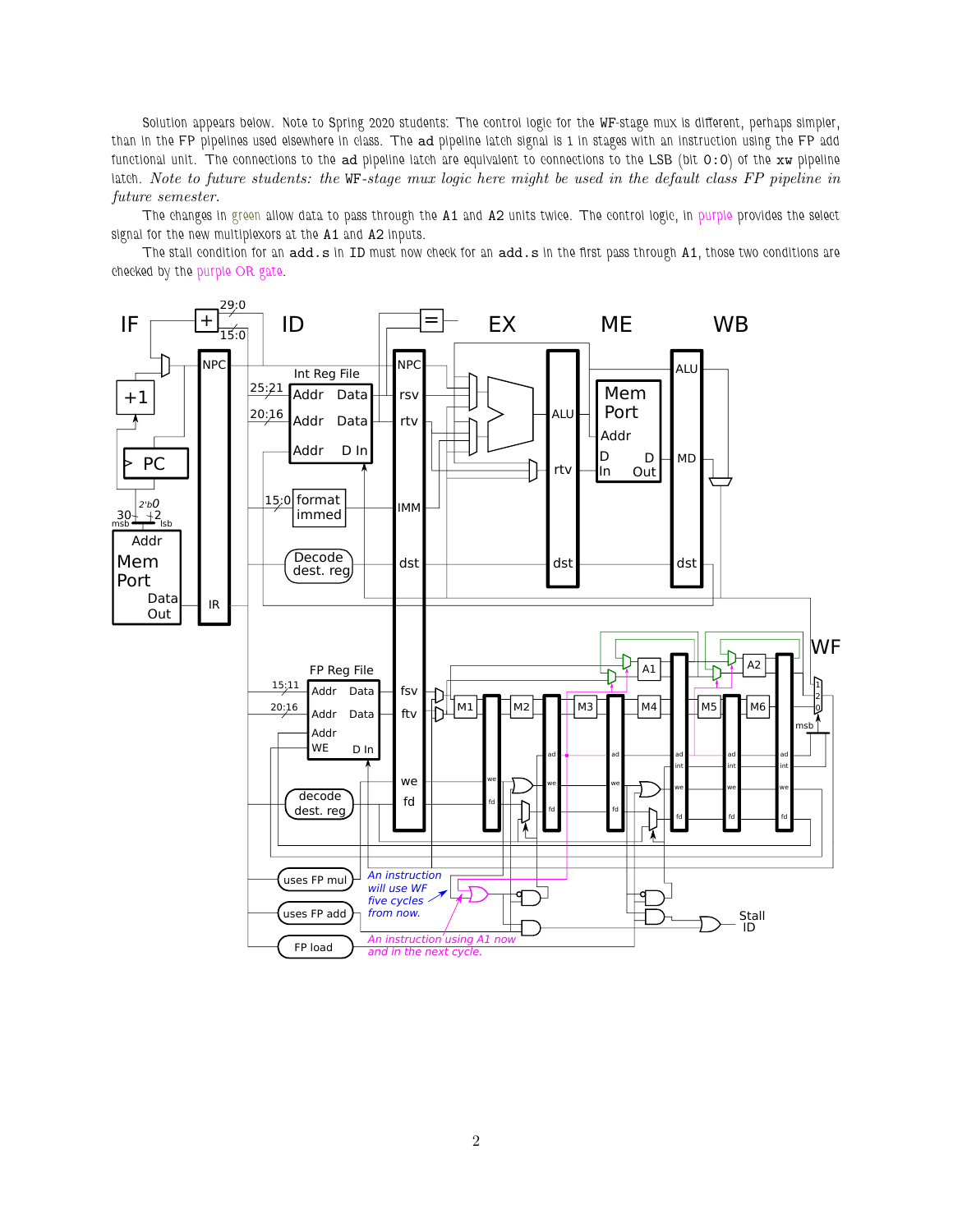Solution appears below. Note to Spring 2020 students: The control logic for the WF-stage mux is different, perhaps simpler, than in the FP pipelines used elsewhere in class. The **ad** pipeline latch signal is 1 in stages with an instruction using the FP add functional unit. The connections to the **ad** pipeline latch are equivalent to connections to the LSB (bit 0:0) of the **xw** pipeline latch. *Note to future students: the* WF*-stage mux logic here might be used in the default class FP pipeline in future semester.*

The changes in green allow data to pass through the A1 and A2 units twice. The control logic, in purple provides the select signal for the new multiplexors at the A1 and A2 inputs.

The stall condition for an **add.s** in ID must now check for an **add.s** in the first pass through A1, those two conditions are checked by the purple OR gate.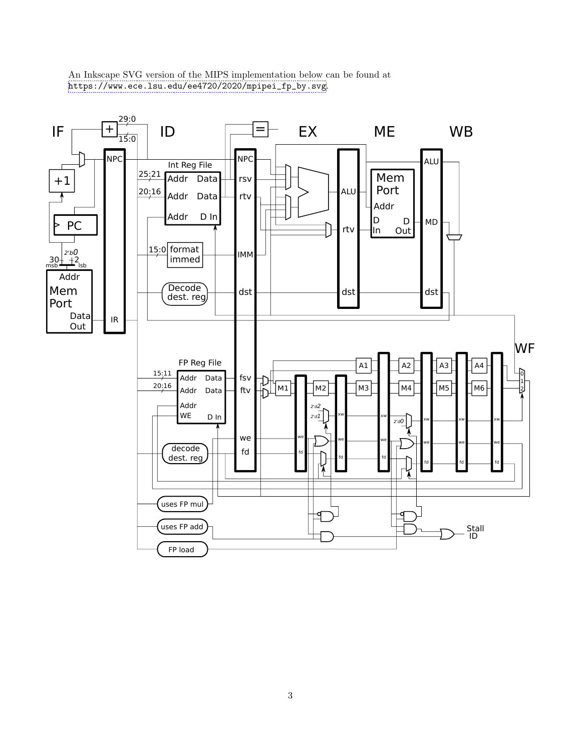An Inkscape SVG version of the MIPS implementation below can be found at https://www.ece.lsu.edu/ee4720/2020/mpipei_fp_by.svg.

IF
ID
EX
ME
WB
WF

29:0
15:0
+
+1
PC
2'b0
30
2
msb
lsb
Addr
Mem Port
Data Out
NPC
IR

Int Reg File
25:21
20:16
Addr Data
Addr Data
Addr D In
15:0
format immed
Decode dest. reg
=
NPC
rsv
rtv
IMM
dst
ALU
rtv
dst
Mem Port
Addr
D In
D Out
ALU
MD
dst

FP Reg File
15:11
20:16
Addr Data
Addr Data
Addr
WE
D In
decode dest. reg
fsv
ftv
we
fd
M1
M2
M3
M4
M5
M6
A1
A2
A3
A4
2'd2
2'd1
2'd0
xw
we
fd
0
1
2

uses FP mul
uses FP add
FP load
Stall ID